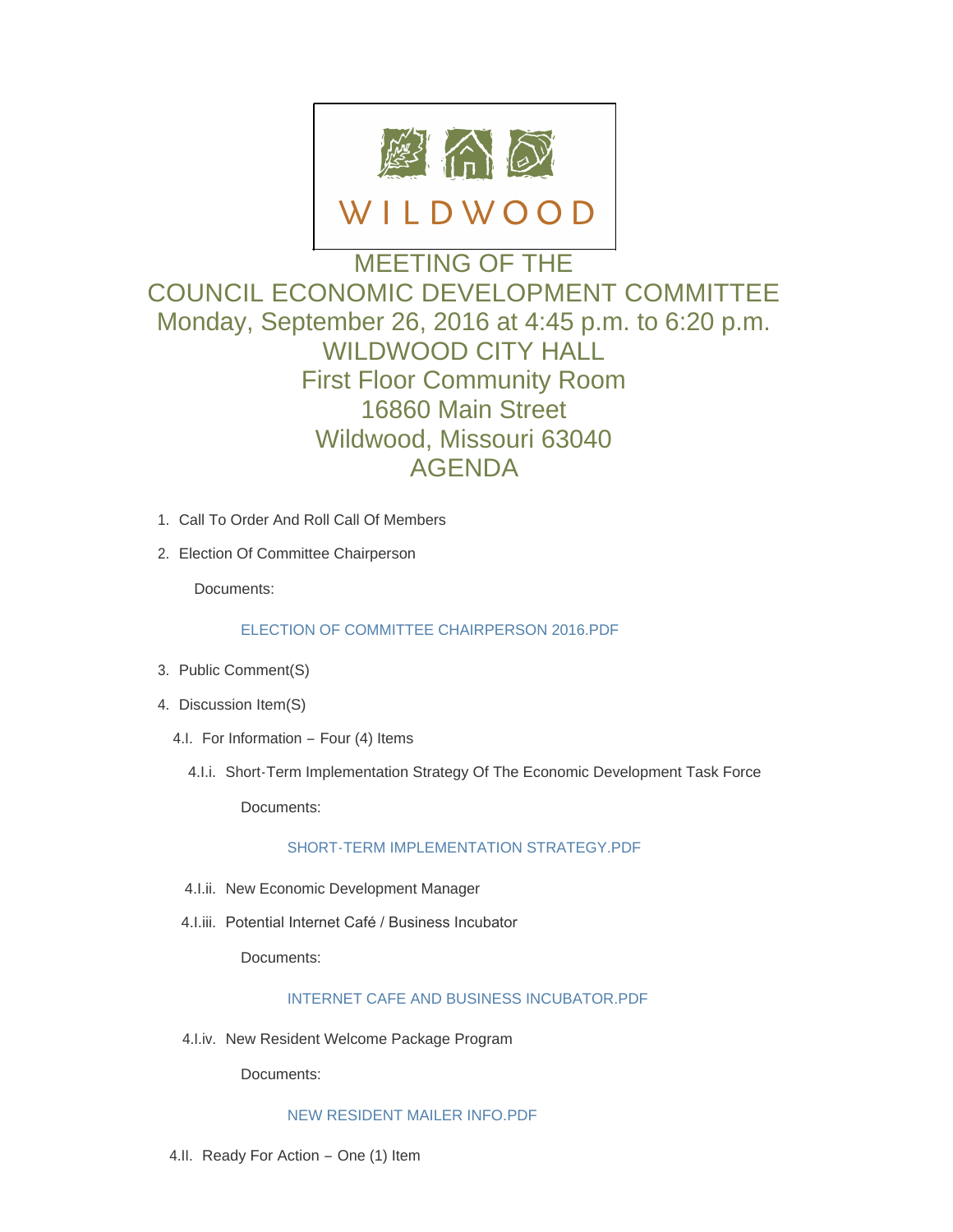WILDWOOD

# MEETING OF THE
# COUNCIL ECONOMIC DEVELOPMENT COMMITTEE
## Monday, September 26, 2016 at 4:45 p.m. to 6:20 p.m.
## WILDWOOD CITY HALL
## First Floor Community Room
## 16860 Main Street
## Wildwood, Missouri 63040
## AGENDA

1. Call To Order And Roll Call Of Members
2. Election Of Committee Chairperson

   Documents:

   ELECTION OF COMMITTEE CHAIRPERSON 2016.PDF

3. Public Comment(S)
4. Discussion Item(S)

   4.I. For Information – Four (4) Items

   4.I.i. Short-Term Implementation Strategy Of The Economic Development Task Force

   Documents:

   SHORT-TERM IMPLEMENTATION STRATEGY.PDF

   4.I.ii. New Economic Development Manager

   4.I.iii. Potential Internet Café / Business Incubator

   Documents:

   INTERNET CAFE AND BUSINESS INCUBATOR.PDF

   4.I.iv. New Resident Welcome Package Program

   Documents:

   NEW RESIDENT MAILER INFO.PDF

   4.II. Ready For Action – One (1) Item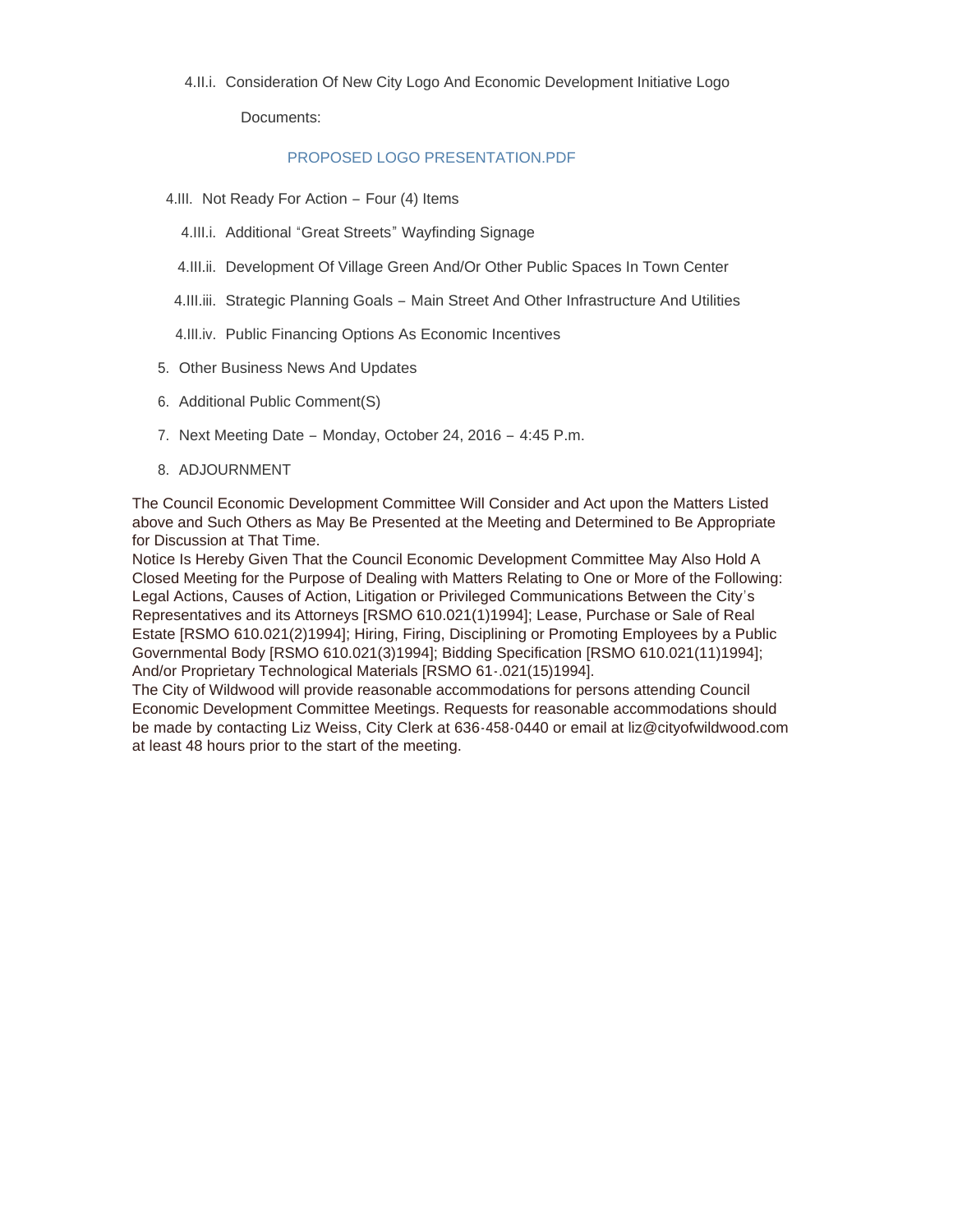4.II.i. Consideration Of New City Logo And Economic Development Initiative Logo

Documents:

PROPOSED LOGO PRESENTATION.PDF

4.III. Not Ready For Action – Four (4) Items

4.III.i. Additional "Great Streets" Wayfinding Signage

4.III.ii. Development Of Village Green And/Or Other Public Spaces In Town Center

4.III.iii. Strategic Planning Goals – Main Street And Other Infrastructure And Utilities

4.III.iv. Public Financing Options As Economic Incentives

5. Other Business News And Updates

6. Additional Public Comment(S)

7. Next Meeting Date – Monday, October 24, 2016 – 4:45 P.m.

8. ADJOURNMENT

The Council Economic Development Committee Will Consider and Act upon the Matters Listed above and Such Others as May Be Presented at the Meeting and Determined to Be Appropriate for Discussion at That Time.

Notice Is Hereby Given That the Council Economic Development Committee May Also Hold A Closed Meeting for the Purpose of Dealing with Matters Relating to One or More of the Following: Legal Actions, Causes of Action, Litigation or Privileged Communications Between the City's Representatives and its Attorneys [RSMO 610.021(1)1994]; Lease, Purchase or Sale of Real Estate [RSMO 610.021(2)1994]; Hiring, Firing, Disciplining or Promoting Employees by a Public Governmental Body [RSMO 610.021(3)1994]; Bidding Specification [RSMO 610.021(11)1994]; And/or Proprietary Technological Materials [RSMO 61-.021(15)1994].

The City of Wildwood will provide reasonable accommodations for persons attending Council Economic Development Committee Meetings. Requests for reasonable accommodations should be made by contacting Liz Weiss, City Clerk at 636-458-0440 or email at liz@cityofwildwood.com at least 48 hours prior to the start of the meeting.